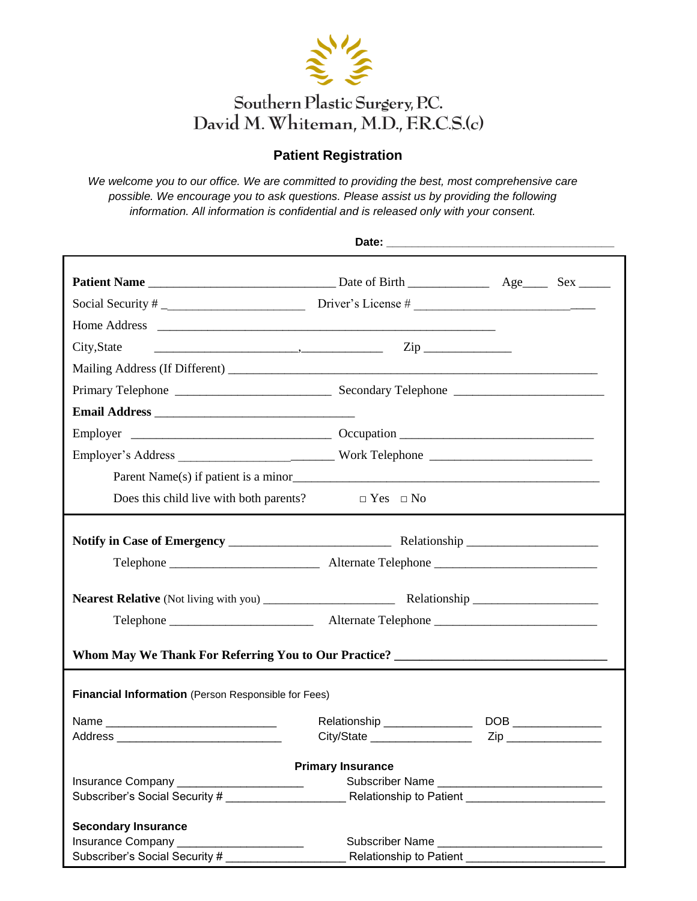Southern Plastic Surgery, P.C.
David M. Whiteman, M.D., F.R.C.S.(c)

## Patient Registration

*We welcome you to our office. We are committed to providing the best, most comprehensive care possible. We encourage you to ask questions. Please assist us by providing the following information. All information is confidential and is released only with your consent.*

**Date:** ________________________________

**Patient Name** ______________________________ Date of Birth ____________ Age____ Sex _____

Social Security # ______________________ Driver's License # ____________________________

Home Address ______________________________________________________

City,State ______________________,_____________ Zip ______________

Mailing Address (If Different) ____________________________________________________________

Primary Telephone ________________________ Secondary Telephone _______________________

**Email Address** ________________________________

Employer _______________________________ Occupation _____________________________

Employer's Address ________________________ Work Telephone ________________________

Parent Name(s) if patient is a minor_________________________________________________

Does this child live with both parents? □ Yes □ No

**Notify in Case of Emergency** _________________________ Relationship ____________________

Telephone _______________________ Alternate Telephone _________________________

**Nearest Relative** (Not living with you) ____________________ Relationship ___________________

Telephone ______________________ Alternate Telephone _________________________

**Whom May We Thank For Referring You to Our Practice?** ________________________________

**Financial Information** (Person Responsible for Fees)

Name ___________________________ Relationship ______________ DOB ______________

Address __________________________ City/State ________________ Zip _______________

**Primary Insurance**

Insurance Company ____________________ Subscriber Name __________________________

Subscriber's Social Security # __________________ Relationship to Patient _____________________

**Secondary Insurance**

Insurance Company ____________________ Subscriber Name __________________________

Subscriber's Social Security # __________________ Relationship to Patient _____________________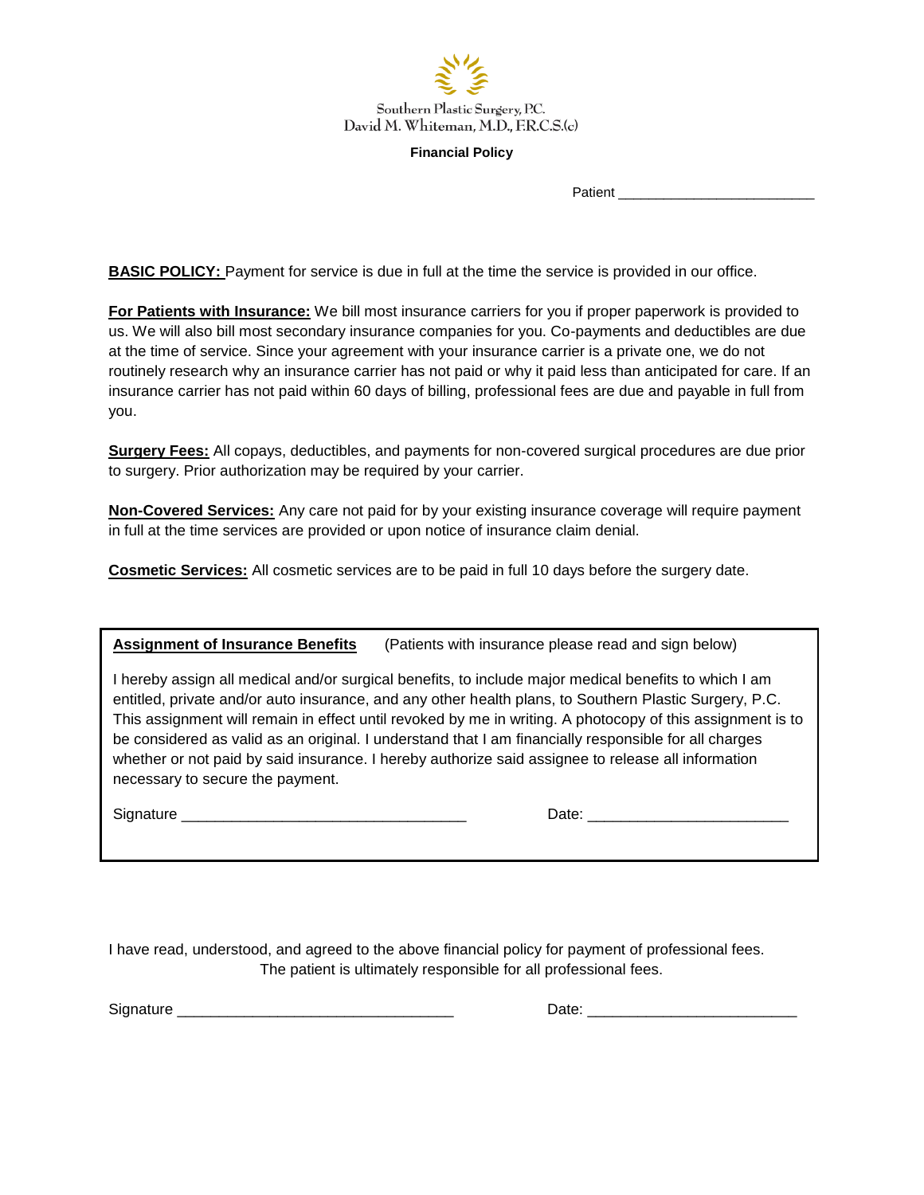Southern Plastic Surgery, P.C.
David M. Whiteman, M.D., F.R.C.S.(c)

**Financial Policy**

Patient _________________________

**BASIC POLICY:** Payment for service is due in full at the time the service is provided in our office.

**For Patients with Insurance:** We bill most insurance carriers for you if proper paperwork is provided to us. We will also bill most secondary insurance companies for you. Co-payments and deductibles are due at the time of service. Since your agreement with your insurance carrier is a private one, we do not routinely research why an insurance carrier has not paid or why it paid less than anticipated for care. If an insurance carrier has not paid within 60 days of billing, professional fees are due and payable in full from you.

**Surgery Fees:** All copays, deductibles, and payments for non-covered surgical procedures are due prior to surgery. Prior authorization may be required by your carrier.

**Non-Covered Services:** Any care not paid for by your existing insurance coverage will require payment in full at the time services are provided or upon notice of insurance claim denial.

**Cosmetic Services:** All cosmetic services are to be paid in full 10 days before the surgery date.

**Assignment of Insurance Benefits** (Patients with insurance please read and sign below)

I hereby assign all medical and/or surgical benefits, to include major medical benefits to which I am entitled, private and/or auto insurance, and any other health plans, to Southern Plastic Surgery, P.C. This assignment will remain in effect until revoked by me in writing. A photocopy of this assignment is to be considered as valid as an original. I understand that I am financially responsible for all charges whether or not paid by said insurance. I hereby authorize said assignee to release all information necessary to secure the payment.

Signature __________________________________ Date: ________________________

I have read, understood, and agreed to the above financial policy for payment of professional fees.
The patient is ultimately responsible for all professional fees.

Signature _________________________________ Date: _________________________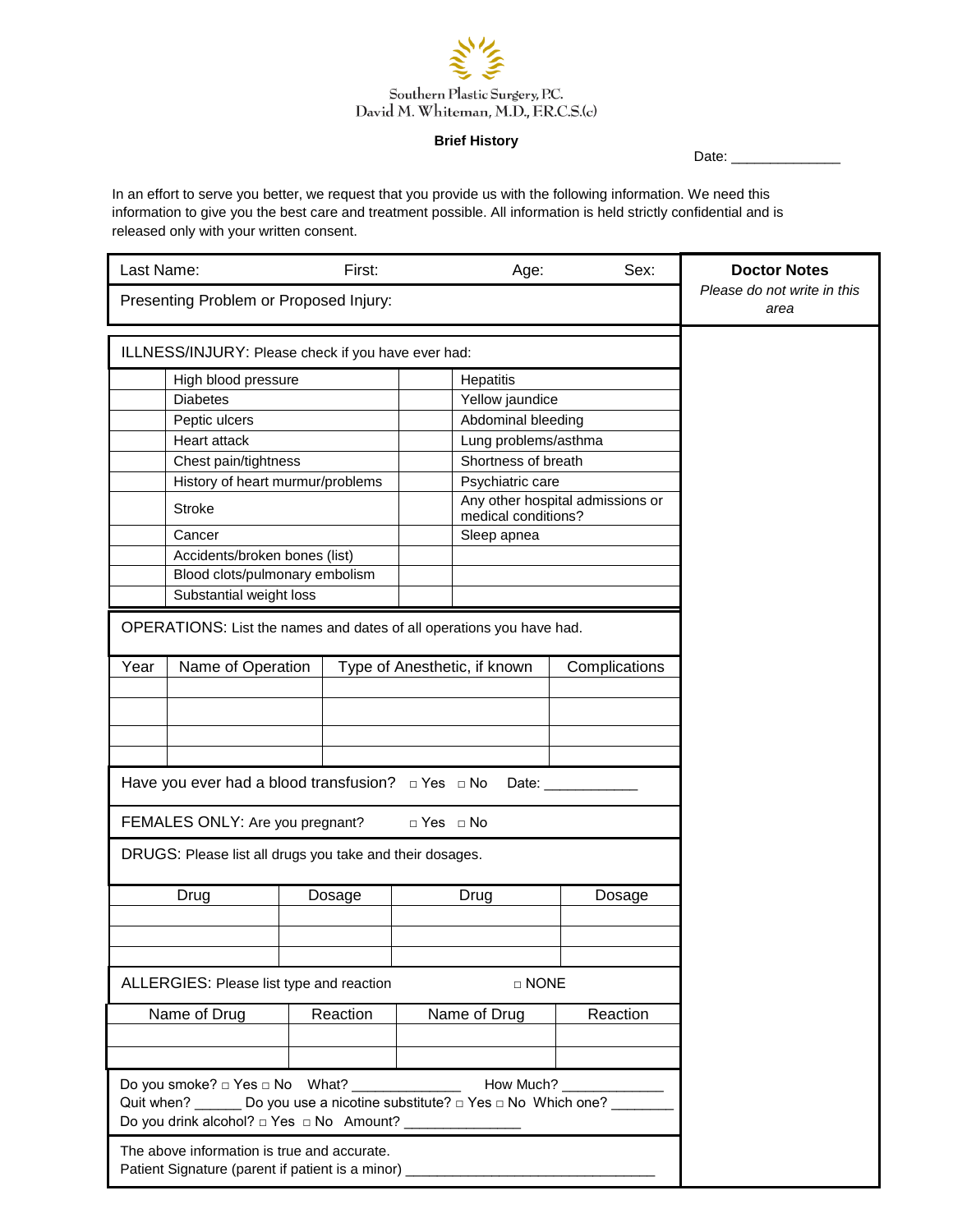Southern Plastic Surgery, P.C.
David M. Whiteman, M.D., F.R.C.S.(c)

## Brief History

Date: ______________

In an effort to serve you better, we request that you provide us with the following information. We need this information to give you the best care and treatment possible. All information is held strictly confidential and is released only with your written consent.

**Doctor Notes**
*Please do not write in this area*

Last Name: First: Age: Sex:

Presenting Problem or Proposed Injury:

ILLNESS/INJURY: Please check if you have ever had:

| | | | |
|---|---|---|---|
| | High blood pressure | | Hepatitis |
| | Diabetes | | Yellow jaundice |
| | Peptic ulcers | | Abdominal bleeding |
| | Heart attack | | Lung problems/asthma |
| | Chest pain/tightness | | Shortness of breath |
| | History of heart murmur/problems | | Psychiatric care |
| | Stroke | | Any other hospital admissions or medical conditions? |
| | Cancer | | Sleep apnea |
| | Accidents/broken bones (list) | | |
| | Blood clots/pulmonary embolism | | |
| | Substantial weight loss | | |

OPERATIONS: List the names and dates of all operations you have had.

| Year | Name of Operation | Type of Anesthetic, if known | Complications |
|---|---|---|---|
| | | | |
| | | | |
| | | | |
| | | | |

Have you ever had a blood transfusion? □ Yes □ No Date: ___________

FEMALES ONLY: Are you pregnant? □ Yes □ No

DRUGS: Please list all drugs you take and their dosages.

| Drug | Dosage | Drug | Dosage |
|---|---|---|---|
| | | | |
| | | | |
| | | | |

ALLERGIES: Please list type and reaction □ NONE

| Name of Drug | Reaction | Name of Drug | Reaction |
|---|---|---|---|
| | | | |
| | | | |

Do you smoke? □ Yes □ No What? ______________ How Much? _____________
Quit when? ______ Do you use a nicotine substitute? □ Yes □ No Which one? _______
Do you drink alcohol? □ Yes □ No Amount? ______________

The above information is true and accurate.
Patient Signature (parent if patient is a minor) _________________________________